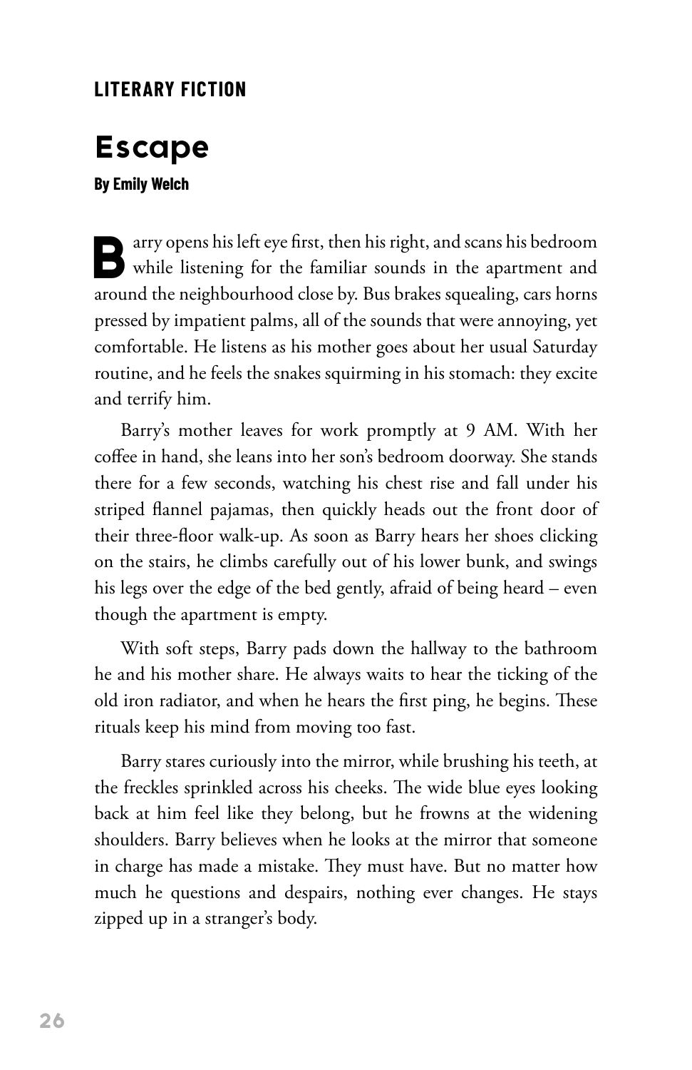**LITERARY FICTION**

# Escape

**By Emily Welch**

Barry opens his left eye first, then his right, and scans his bedroom while listening for the familiar sounds in the apartment and around the neighbourhood close by. Bus brakes squealing, cars horns pressed by impatient palms, all of the sounds that were annoying, yet comfortable. He listens as his mother goes about her usual Saturday routine, and he feels the snakes squirming in his stomach: they excite and terrify him.

Barry's mother leaves for work promptly at 9 AM. With her coffee in hand, she leans into her son's bedroom doorway. She stands there for a few seconds, watching his chest rise and fall under his striped flannel pajamas, then quickly heads out the front door of their three-floor walk-up. As soon as Barry hears her shoes clicking on the stairs, he climbs carefully out of his lower bunk, and swings his legs over the edge of the bed gently, afraid of being heard – even though the apartment is empty.

With soft steps, Barry pads down the hallway to the bathroom he and his mother share. He always waits to hear the ticking of the old iron radiator, and when he hears the first ping, he begins. These rituals keep his mind from moving too fast.

Barry stares curiously into the mirror, while brushing his teeth, at the freckles sprinkled across his cheeks. The wide blue eyes looking back at him feel like they belong, but he frowns at the widening shoulders. Barry believes when he looks at the mirror that someone in charge has made a mistake. They must have. But no matter how much he questions and despairs, nothing ever changes. He stays zipped up in a stranger's body.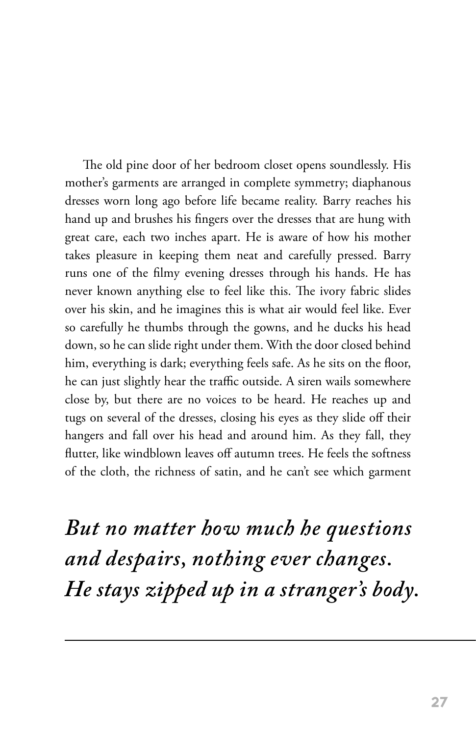The old pine door of her bedroom closet opens soundlessly. His mother's garments are arranged in complete symmetry; diaphanous dresses worn long ago before life became reality. Barry reaches his hand up and brushes his fingers over the dresses that are hung with great care, each two inches apart. He is aware of how his mother takes pleasure in keeping them neat and carefully pressed. Barry runs one of the filmy evening dresses through his hands. He has never known anything else to feel like this. The ivory fabric slides over his skin, and he imagines this is what air would feel like. Ever so carefully he thumbs through the gowns, and he ducks his head down, so he can slide right under them. With the door closed behind him, everything is dark; everything feels safe. As he sits on the floor, he can just slightly hear the traffic outside. A siren wails somewhere close by, but there are no voices to be heard. He reaches up and tugs on several of the dresses, closing his eyes as they slide off their hangers and fall over his head and around him. As they fall, they flutter, like windblown leaves off autumn trees. He feels the softness of the cloth, the richness of satin, and he can't see which garment

***But no matter how much he questions and despairs, nothing ever changes. He stays zipped up in a stranger's body.***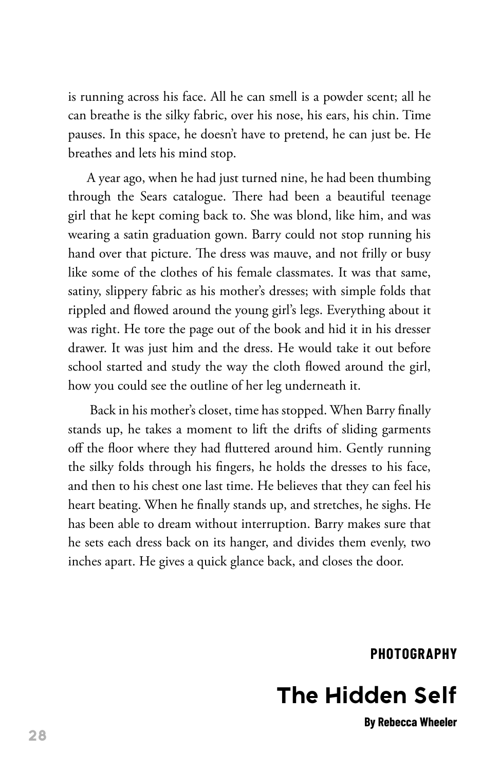is running across his face. All he can smell is a powder scent; all he can breathe is the silky fabric, over his nose, his ears, his chin. Time pauses. In this space, he doesn't have to pretend, he can just be. He breathes and lets his mind stop.

A year ago, when he had just turned nine, he had been thumbing through the Sears catalogue. There had been a beautiful teenage girl that he kept coming back to. She was blond, like him, and was wearing a satin graduation gown. Barry could not stop running his hand over that picture. The dress was mauve, and not frilly or busy like some of the clothes of his female classmates. It was that same, satiny, slippery fabric as his mother's dresses; with simple folds that rippled and flowed around the young girl's legs. Everything about it was right. He tore the page out of the book and hid it in his dresser drawer. It was just him and the dress. He would take it out before school started and study the way the cloth flowed around the girl, how you could see the outline of her leg underneath it.

Back in his mother's closet, time has stopped. When Barry finally stands up, he takes a moment to lift the drifts of sliding garments off the floor where they had fluttered around him. Gently running the silky folds through his fingers, he holds the dresses to his face, and then to his chest one last time. He believes that they can feel his heart beating. When he finally stands up, and stretches, he sighs. He has been able to dream without interruption. Barry makes sure that he sets each dress back on its hanger, and divides them evenly, two inches apart. He gives a quick glance back, and closes the door.

**PHOTOGRAPHY**

## The Hidden Self

**By Rebecca Wheeler**